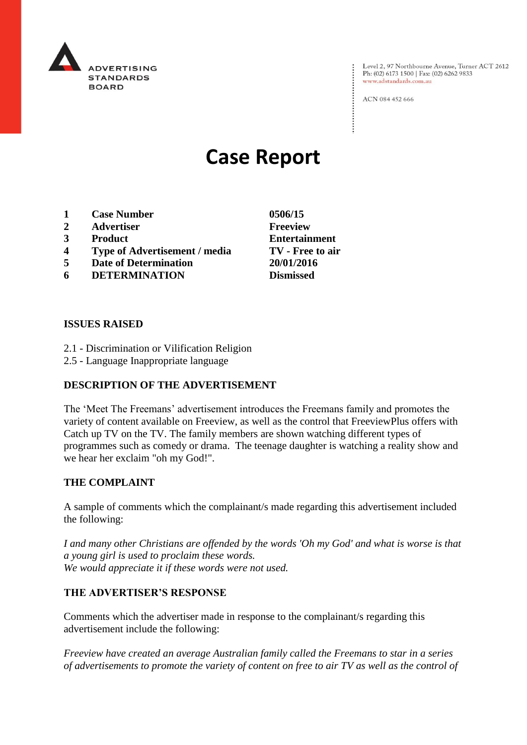ADVERTISING STANDARDS BOARD

Level 2, 97 Northbourne Avenue, Turner ACT 2612
Ph: (02) 6173 1500 | Fax: (02) 6262 9833
www.adstandards.com.au

ACN 084 452 666

# Case Report

| | | |
|---|---|---|
| **1** | **Case Number** | **0506/15** |
| **2** | **Advertiser** | **Freeview** |
| **3** | **Product** | **Entertainment** |
| **4** | **Type of Advertisement / media** | **TV - Free to air** |
| **5** | **Date of Determination** | **20/01/2016** |
| **6** | **DETERMINATION** | **Dismissed** |

**ISSUES RAISED**

2.1 - Discrimination or Vilification Religion
2.5 - Language Inappropriate language

**DESCRIPTION OF THE ADVERTISEMENT**

The 'Meet The Freemans' advertisement introduces the Freemans family and promotes the variety of content available on Freeview, as well as the control that FreeviewPlus offers with Catch up TV on the TV. The family members are shown watching different types of programmes such as comedy or drama. The teenage daughter is watching a reality show and we hear her exclaim "oh my God!".

**THE COMPLAINT**

A sample of comments which the complainant/s made regarding this advertisement included the following:

*I and many other Christians are offended by the words 'Oh my God' and what is worse is that a young girl is used to proclaim these words.*
*We would appreciate it if these words were not used.*

**THE ADVERTISER'S RESPONSE**

Comments which the advertiser made in response to the complainant/s regarding this advertisement include the following:

*Freeview have created an average Australian family called the Freemans to star in a series of advertisements to promote the variety of content on free to air TV as well as the control of*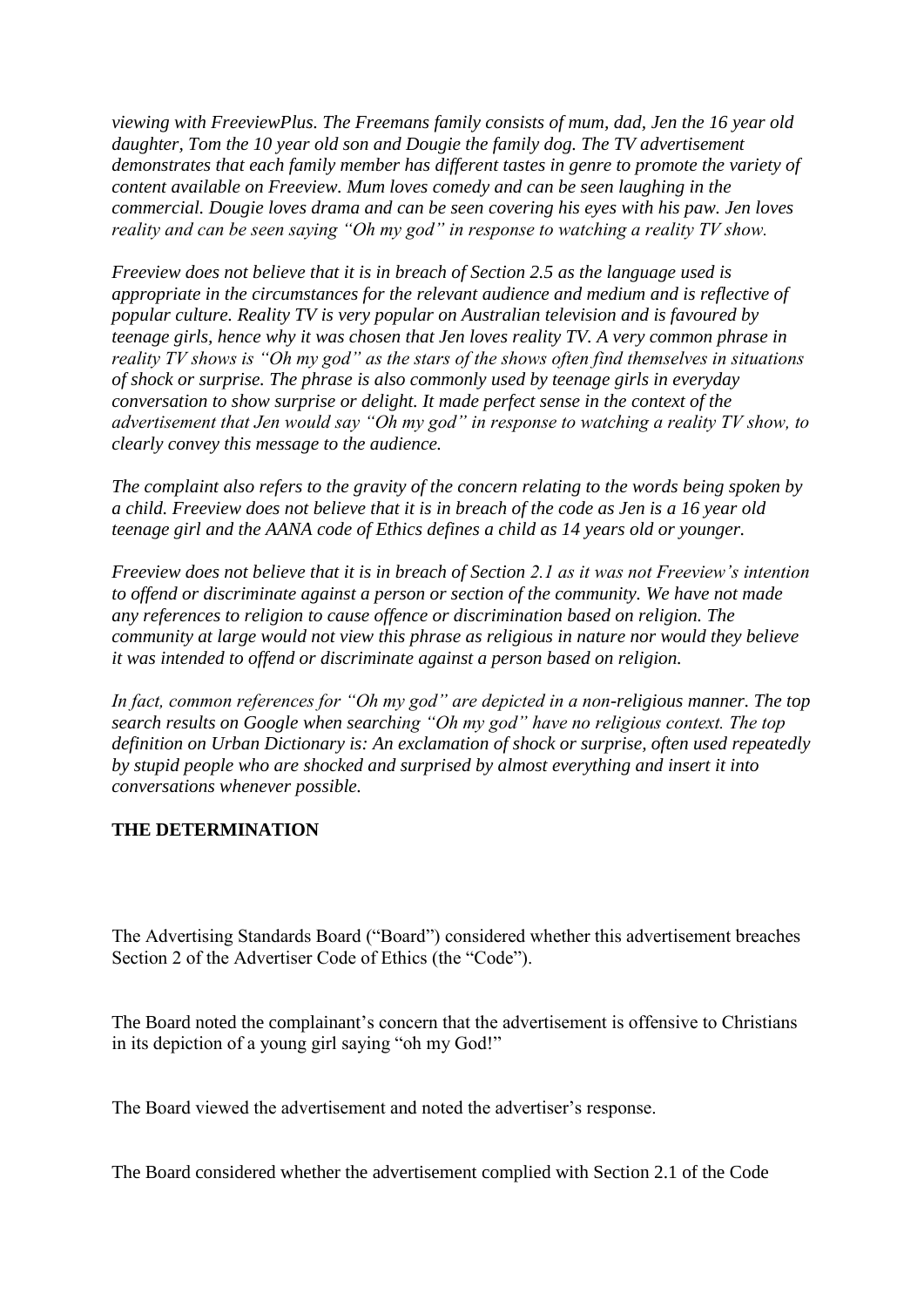*viewing with FreeviewPlus. The Freemans family consists of mum, dad, Jen the 16 year old daughter, Tom the 10 year old son and Dougie the family dog. The TV advertisement demonstrates that each family member has different tastes in genre to promote the variety of content available on Freeview. Mum loves comedy and can be seen laughing in the commercial. Dougie loves drama and can be seen covering his eyes with his paw. Jen loves reality and can be seen saying "Oh my god" in response to watching a reality TV show.*

*Freeview does not believe that it is in breach of Section 2.5 as the language used is appropriate in the circumstances for the relevant audience and medium and is reflective of popular culture. Reality TV is very popular on Australian television and is favoured by teenage girls, hence why it was chosen that Jen loves reality TV. A very common phrase in reality TV shows is "Oh my god" as the stars of the shows often find themselves in situations of shock or surprise. The phrase is also commonly used by teenage girls in everyday conversation to show surprise or delight. It made perfect sense in the context of the advertisement that Jen would say "Oh my god" in response to watching a reality TV show, to clearly convey this message to the audience.*

*The complaint also refers to the gravity of the concern relating to the words being spoken by a child. Freeview does not believe that it is in breach of the code as Jen is a 16 year old teenage girl and the AANA code of Ethics defines a child as 14 years old or younger.*

*Freeview does not believe that it is in breach of Section 2.1 as it was not Freeview's intention to offend or discriminate against a person or section of the community. We have not made any references to religion to cause offence or discrimination based on religion. The community at large would not view this phrase as religious in nature nor would they believe it was intended to offend or discriminate against a person based on religion.*

*In fact, common references for "Oh my god" are depicted in a non-religious manner. The top search results on Google when searching "Oh my god" have no religious context. The top definition on Urban Dictionary is: An exclamation of shock or surprise, often used repeatedly by stupid people who are shocked and surprised by almost everything and insert it into conversations whenever possible.*

**THE DETERMINATION**

The Advertising Standards Board ("Board") considered whether this advertisement breaches Section 2 of the Advertiser Code of Ethics (the "Code").

The Board noted the complainant's concern that the advertisement is offensive to Christians in its depiction of a young girl saying "oh my God!"

The Board viewed the advertisement and noted the advertiser's response.

The Board considered whether the advertisement complied with Section 2.1 of the Code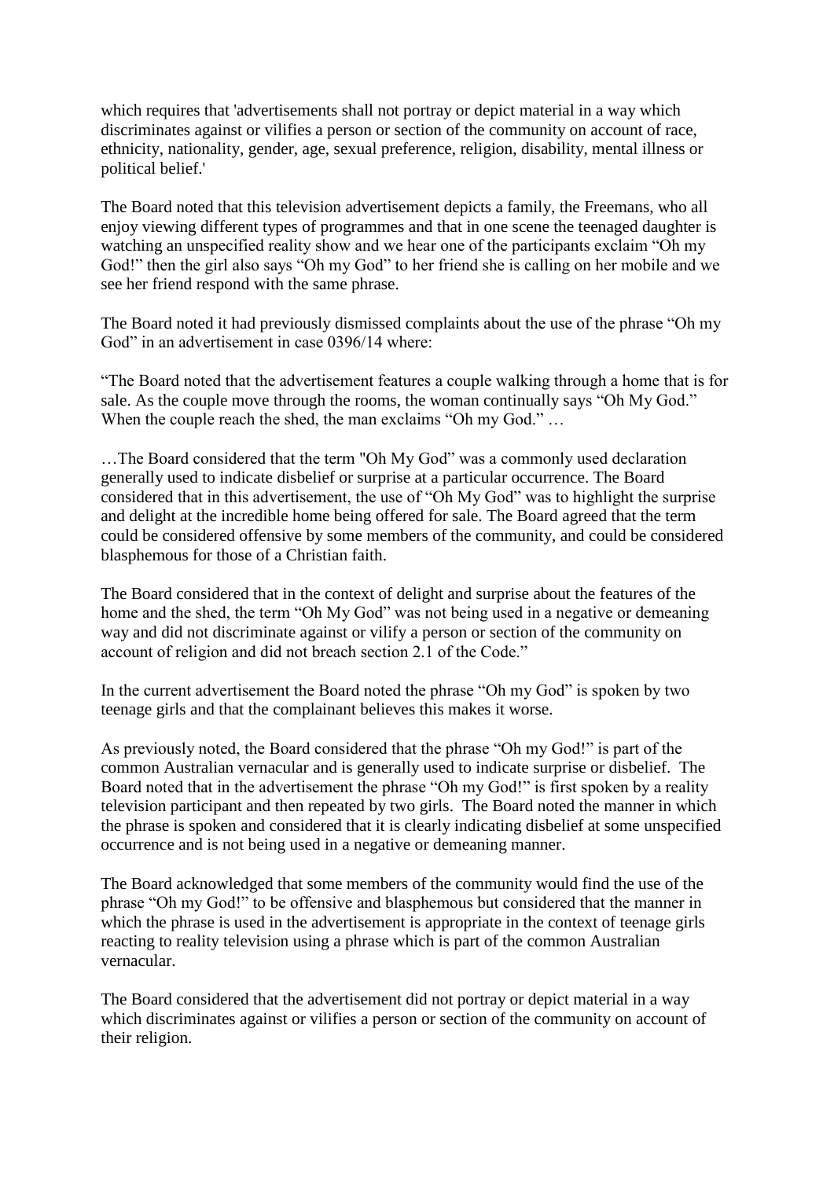which requires that 'advertisements shall not portray or depict material in a way which discriminates against or vilifies a person or section of the community on account of race, ethnicity, nationality, gender, age, sexual preference, religion, disability, mental illness or political belief.'

The Board noted that this television advertisement depicts a family, the Freemans, who all enjoy viewing different types of programmes and that in one scene the teenaged daughter is watching an unspecified reality show and we hear one of the participants exclaim "Oh my God!" then the girl also says "Oh my God" to her friend she is calling on her mobile and we see her friend respond with the same phrase.

The Board noted it had previously dismissed complaints about the use of the phrase "Oh my God" in an advertisement in case 0396/14 where:

"The Board noted that the advertisement features a couple walking through a home that is for sale. As the couple move through the rooms, the woman continually says "Oh My God." When the couple reach the shed, the man exclaims "Oh my God." …

…The Board considered that the term "Oh My God" was a commonly used declaration generally used to indicate disbelief or surprise at a particular occurrence. The Board considered that in this advertisement, the use of "Oh My God" was to highlight the surprise and delight at the incredible home being offered for sale. The Board agreed that the term could be considered offensive by some members of the community, and could be considered blasphemous for those of a Christian faith.

The Board considered that in the context of delight and surprise about the features of the home and the shed, the term "Oh My God" was not being used in a negative or demeaning way and did not discriminate against or vilify a person or section of the community on account of religion and did not breach section 2.1 of the Code."

In the current advertisement the Board noted the phrase "Oh my God" is spoken by two teenage girls and that the complainant believes this makes it worse.

As previously noted, the Board considered that the phrase "Oh my God!" is part of the common Australian vernacular and is generally used to indicate surprise or disbelief. The Board noted that in the advertisement the phrase "Oh my God!" is first spoken by a reality television participant and then repeated by two girls. The Board noted the manner in which the phrase is spoken and considered that it is clearly indicating disbelief at some unspecified occurrence and is not being used in a negative or demeaning manner.

The Board acknowledged that some members of the community would find the use of the phrase "Oh my God!" to be offensive and blasphemous but considered that the manner in which the phrase is used in the advertisement is appropriate in the context of teenage girls reacting to reality television using a phrase which is part of the common Australian vernacular.

The Board considered that the advertisement did not portray or depict material in a way which discriminates against or vilifies a person or section of the community on account of their religion.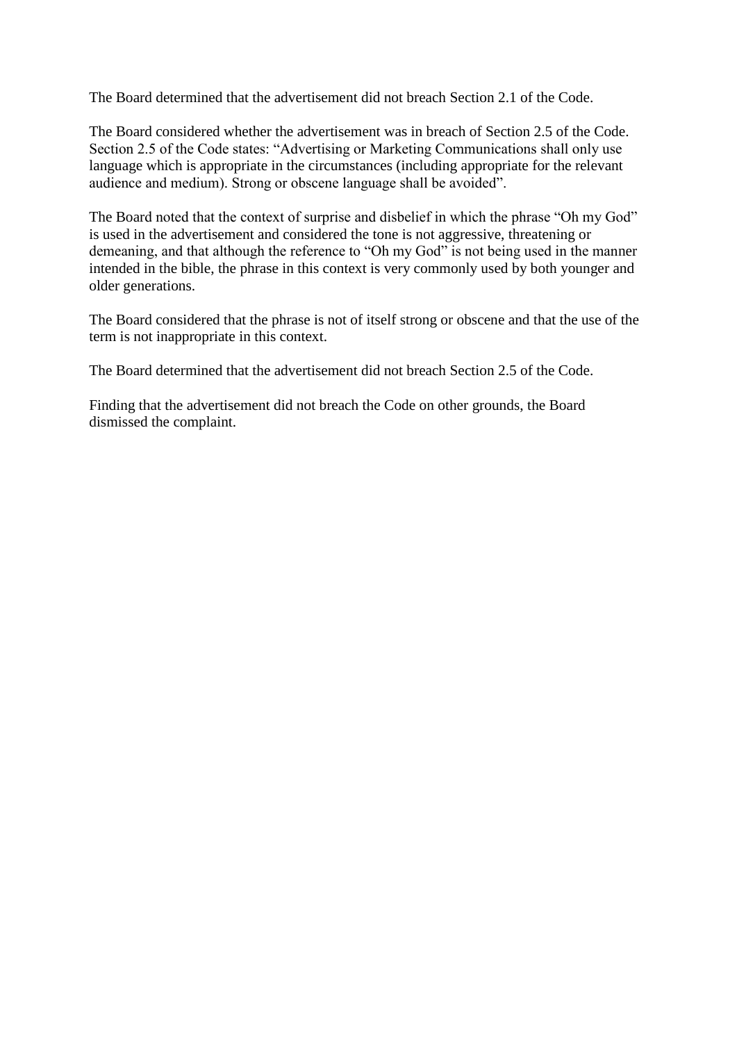The Board determined that the advertisement did not breach Section 2.1 of the Code.

The Board considered whether the advertisement was in breach of Section 2.5 of the Code. Section 2.5 of the Code states: “Advertising or Marketing Communications shall only use language which is appropriate in the circumstances (including appropriate for the relevant audience and medium). Strong or obscene language shall be avoided”.

The Board noted that the context of surprise and disbelief in which the phrase “Oh my God” is used in the advertisement and considered the tone is not aggressive, threatening or demeaning, and that although the reference to “Oh my God” is not being used in the manner intended in the bible, the phrase in this context is very commonly used by both younger and older generations.

The Board considered that the phrase is not of itself strong or obscene and that the use of the term is not inappropriate in this context.

The Board determined that the advertisement did not breach Section 2.5 of the Code.

Finding that the advertisement did not breach the Code on other grounds, the Board dismissed the complaint.